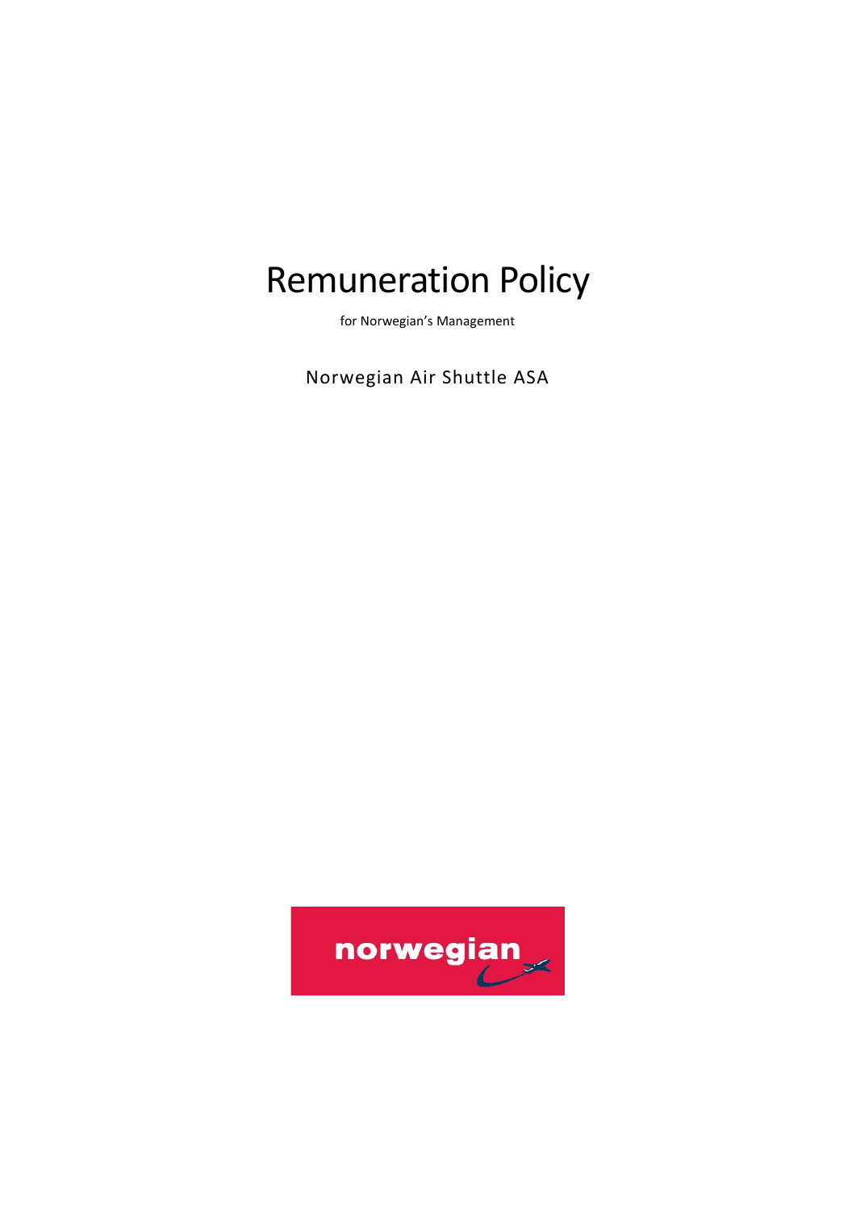# Remuneration Policy

for Norwegian's Management

Norwegian Air Shuttle ASA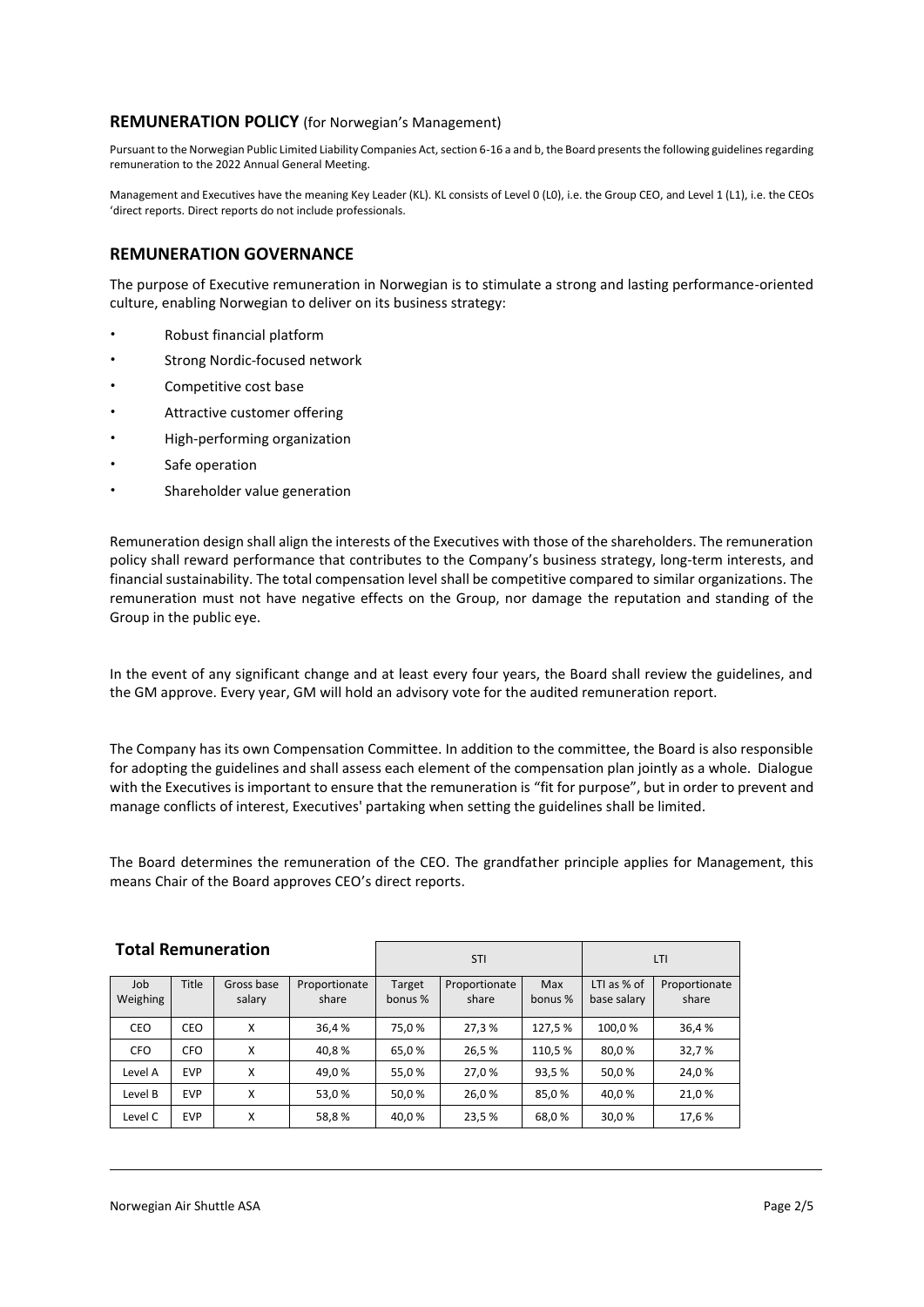## REMUNERATION POLICY (for Norwegian's Management)

Pursuant to the Norwegian Public Limited Liability Companies Act, section 6-16 a and b, the Board presents the following guidelines regarding remuneration to the 2022 Annual General Meeting.

Management and Executives have the meaning Key Leader (KL). KL consists of Level 0 (L0), i.e. the Group CEO, and Level 1 (L1), i.e. the CEOs 'direct reports. Direct reports do not include professionals.

## REMUNERATION GOVERNANCE

The purpose of Executive remuneration in Norwegian is to stimulate a strong and lasting performance-oriented culture, enabling Norwegian to deliver on its business strategy:

- Robust financial platform
- Strong Nordic-focused network
- Competitive cost base
- Attractive customer offering
- High-performing organization
- Safe operation
- Shareholder value generation

Remuneration design shall align the interests of the Executives with those of the shareholders. The remuneration policy shall reward performance that contributes to the Company's business strategy, long-term interests, and financial sustainability. The total compensation level shall be competitive compared to similar organizations. The remuneration must not have negative effects on the Group, nor damage the reputation and standing of the Group in the public eye.

In the event of any significant change and at least every four years, the Board shall review the guidelines, and the GM approve. Every year, GM will hold an advisory vote for the audited remuneration report.

The Company has its own Compensation Committee. In addition to the committee, the Board is also responsible for adopting the guidelines and shall assess each element of the compensation plan jointly as a whole. Dialogue with the Executives is important to ensure that the remuneration is "fit for purpose", but in order to prevent and manage conflicts of interest, Executives' partaking when setting the guidelines shall be limited.

The Board determines the remuneration of the CEO. The grandfather principle applies for Management, this means Chair of the Board approves CEO's direct reports.

### Total Remuneration

| | | | | STI | | | LTI | |
|---|---|---|---|---|---|---|---|---|
| Job Weighing | Title | Gross base salary | Proportionate share | Target bonus % | Proportionate share | Max bonus % | LTI as % of base salary | Proportionate share |
| CEO | CEO | X | 36,4 % | 75,0 % | 27,3 % | 127,5 % | 100,0 % | 36,4 % |
| CFO | CFO | X | 40,8 % | 65,0 % | 26,5 % | 110,5 % | 80,0 % | 32,7 % |
| Level A | EVP | X | 49,0 % | 55,0 % | 27,0 % | 93,5 % | 50,0 % | 24,0 % |
| Level B | EVP | X | 53,0 % | 50,0 % | 26,0 % | 85,0 % | 40,0 % | 21,0 % |
| Level C | EVP | X | 58,8 % | 40,0 % | 23,5 % | 68,0 % | 30,0 % | 17,6 % |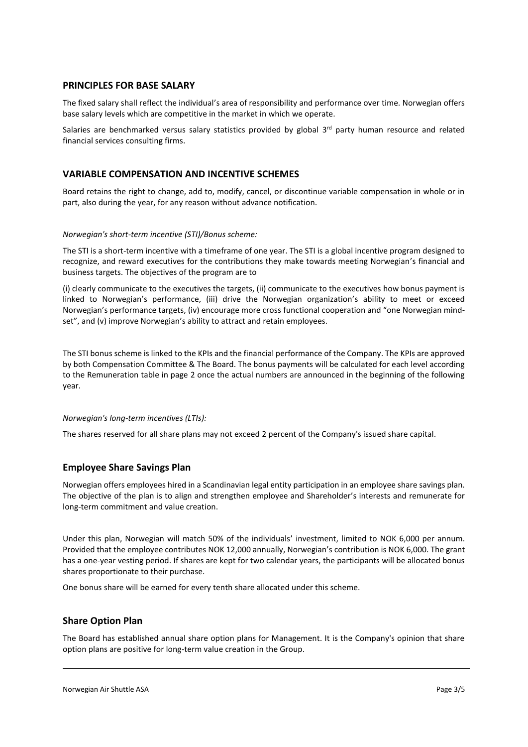## PRINCIPLES FOR BASE SALARY

The fixed salary shall reflect the individual's area of responsibility and performance over time. Norwegian offers base salary levels which are competitive in the market in which we operate.

Salaries are benchmarked versus salary statistics provided by global 3rd party human resource and related financial services consulting firms.

## VARIABLE COMPENSATION AND INCENTIVE SCHEMES

Board retains the right to change, add to, modify, cancel, or discontinue variable compensation in whole or in part, also during the year, for any reason without advance notification.

*Norwegian's short-term incentive (STI)/Bonus scheme:*

The STI is a short-term incentive with a timeframe of one year. The STI is a global incentive program designed to recognize, and reward executives for the contributions they make towards meeting Norwegian's financial and business targets. The objectives of the program are to

(i) clearly communicate to the executives the targets, (ii) communicate to the executives how bonus payment is linked to Norwegian's performance, (iii) drive the Norwegian organization's ability to meet or exceed Norwegian's performance targets, (iv) encourage more cross functional cooperation and "one Norwegian mind-set", and (v) improve Norwegian's ability to attract and retain employees.

The STI bonus scheme is linked to the KPIs and the financial performance of the Company. The KPIs are approved by both Compensation Committee & The Board. The bonus payments will be calculated for each level according to the Remuneration table in page 2 once the actual numbers are announced in the beginning of the following year.

*Norwegian's long-term incentives (LTIs):*

The shares reserved for all share plans may not exceed 2 percent of the Company's issued share capital.

## Employee Share Savings Plan

Norwegian offers employees hired in a Scandinavian legal entity participation in an employee share savings plan. The objective of the plan is to align and strengthen employee and Shareholder's interests and remunerate for long-term commitment and value creation.

Under this plan, Norwegian will match 50% of the individuals' investment, limited to NOK 6,000 per annum. Provided that the employee contributes NOK 12,000 annually, Norwegian's contribution is NOK 6,000. The grant has a one-year vesting period. If shares are kept for two calendar years, the participants will be allocated bonus shares proportionate to their purchase.

One bonus share will be earned for every tenth share allocated under this scheme.

## Share Option Plan

The Board has established annual share option plans for Management. It is the Company's opinion that share option plans are positive for long-term value creation in the Group.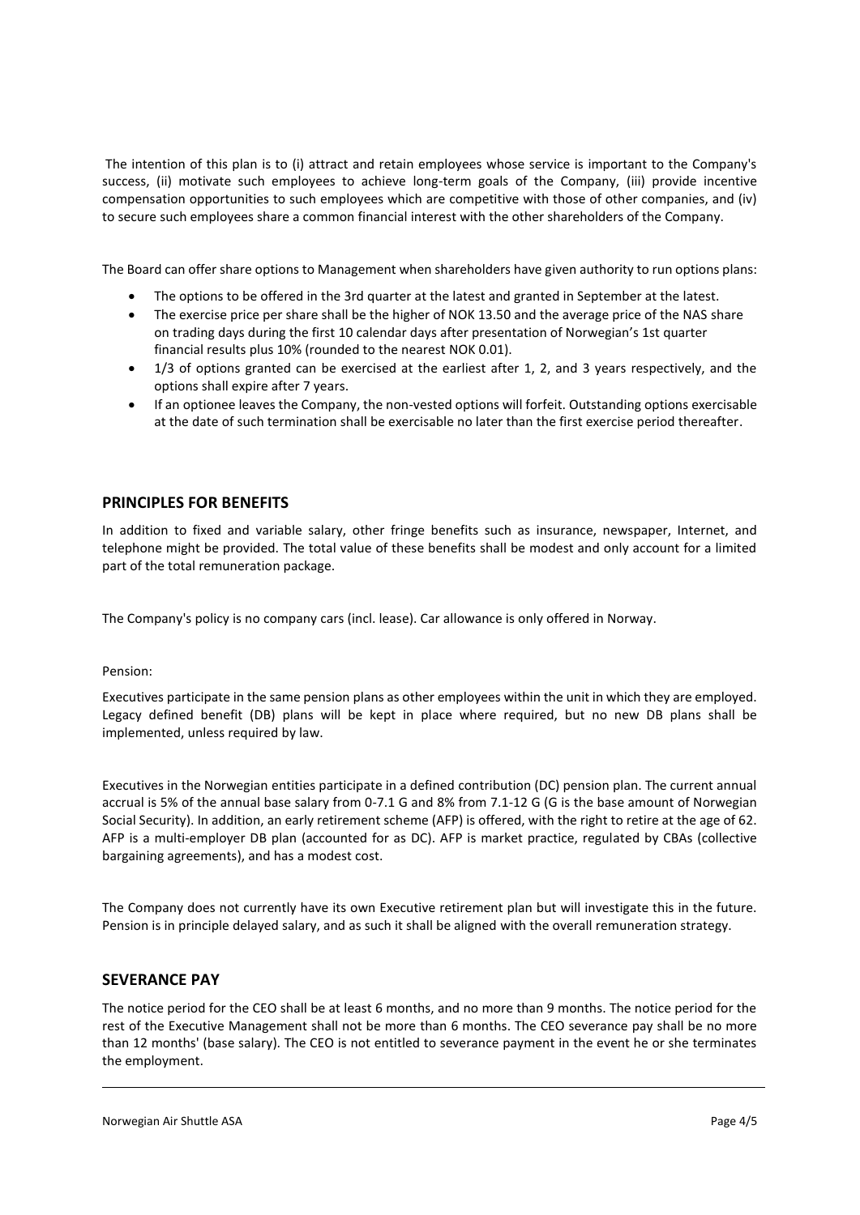The intention of this plan is to (i) attract and retain employees whose service is important to the Company's success, (ii) motivate such employees to achieve long-term goals of the Company, (iii) provide incentive compensation opportunities to such employees which are competitive with those of other companies, and (iv) to secure such employees share a common financial interest with the other shareholders of the Company.

The Board can offer share options to Management when shareholders have given authority to run options plans:

- The options to be offered in the 3rd quarter at the latest and granted in September at the latest.
- The exercise price per share shall be the higher of NOK 13.50 and the average price of the NAS share on trading days during the first 10 calendar days after presentation of Norwegian's 1st quarter financial results plus 10% (rounded to the nearest NOK 0.01).
- 1/3 of options granted can be exercised at the earliest after 1, 2, and 3 years respectively, and the options shall expire after 7 years.
- If an optionee leaves the Company, the non-vested options will forfeit. Outstanding options exercisable at the date of such termination shall be exercisable no later than the first exercise period thereafter.

## PRINCIPLES FOR BENEFITS

In addition to fixed and variable salary, other fringe benefits such as insurance, newspaper, Internet, and telephone might be provided. The total value of these benefits shall be modest and only account for a limited part of the total remuneration package.

The Company's policy is no company cars (incl. lease). Car allowance is only offered in Norway.

Pension:

Executives participate in the same pension plans as other employees within the unit in which they are employed. Legacy defined benefit (DB) plans will be kept in place where required, but no new DB plans shall be implemented, unless required by law.

Executives in the Norwegian entities participate in a defined contribution (DC) pension plan. The current annual accrual is 5% of the annual base salary from 0-7.1 G and 8% from 7.1-12 G (G is the base amount of Norwegian Social Security). In addition, an early retirement scheme (AFP) is offered, with the right to retire at the age of 62. AFP is a multi-employer DB plan (accounted for as DC). AFP is market practice, regulated by CBAs (collective bargaining agreements), and has a modest cost.

The Company does not currently have its own Executive retirement plan but will investigate this in the future. Pension is in principle delayed salary, and as such it shall be aligned with the overall remuneration strategy.

## SEVERANCE PAY

The notice period for the CEO shall be at least 6 months, and no more than 9 months. The notice period for the rest of the Executive Management shall not be more than 6 months. The CEO severance pay shall be no more than 12 months' (base salary). The CEO is not entitled to severance payment in the event he or she terminates the employment.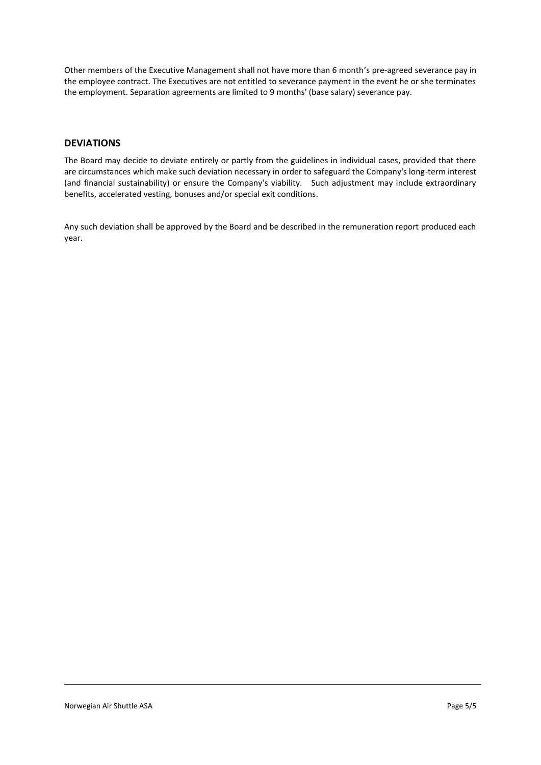Other members of the Executive Management shall not have more than 6 month's pre-agreed severance pay in the employee contract. The Executives are not entitled to severance payment in the event he or she terminates the employment. Separation agreements are limited to 9 months' (base salary) severance pay.

## DEVIATIONS

The Board may decide to deviate entirely or partly from the guidelines in individual cases, provided that there are circumstances which make such deviation necessary in order to safeguard the Company's long-term interest (and financial sustainability) or ensure the Company's viability. Such adjustment may include extraordinary benefits, accelerated vesting, bonuses and/or special exit conditions.

Any such deviation shall be approved by the Board and be described in the remuneration report produced each year.